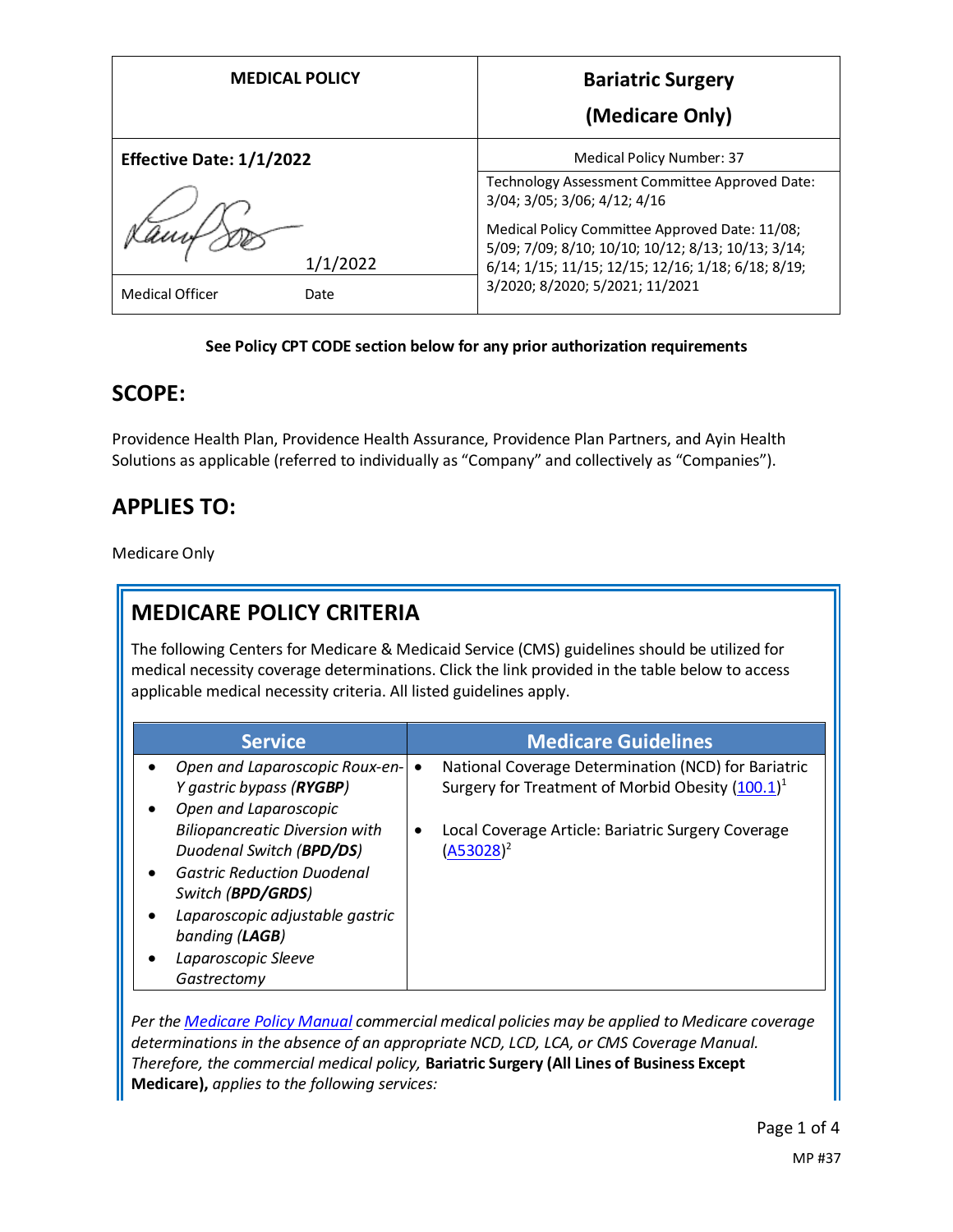| MEDICAL POLICY | Bariatric Surgery (Medicare Only) |
|---|---|
| **Effective Date: 1/1/2022** | Medical Policy Number: 37 |
| 1/1/2022 | Technology Assessment Committee Approved Date: 3/04; 3/05; 3/06; 4/12; 4/16 |
| Medical Officer Date | Medical Policy Committee Approved Date: 11/08; 5/09; 7/09; 8/10; 10/10; 10/12; 8/13; 10/13; 3/14; 6/14; 1/15; 11/15; 12/15; 12/16; 1/18; 6/18; 8/19; 3/2020; 8/2020; 5/2021; 11/2021 |

**See Policy CPT CODE section below for any prior authorization requirements**

## SCOPE:

Providence Health Plan, Providence Health Assurance, Providence Plan Partners, and Ayin Health Solutions as applicable (referred to individually as "Company" and collectively as "Companies").

## APPLIES TO:

Medicare Only

## MEDICARE POLICY CRITERIA

The following Centers for Medicare & Medicaid Service (CMS) guidelines should be utilized for medical necessity coverage determinations. Click the link provided in the table below to access applicable medical necessity criteria. All listed guidelines apply.

| Service | Medicare Guidelines |
|---|---|
| • *Open and Laparoscopic Roux-en-Y gastric bypass (**RYGBP**)*<br>• *Open and Laparoscopic Biliopancreatic Diversion with Duodenal Switch (**BPD/DS**)*<br>• *Gastric Reduction Duodenal Switch (**BPD/GRDS**)*<br>• *Laparoscopic adjustable gastric banding (**LAGB**)*<br>• *Laparoscopic Sleeve Gastrectomy* | • National Coverage Determination (NCD) for Bariatric Surgery for Treatment of Morbid Obesity (100.1)[1]<br>• Local Coverage Article: Bariatric Surgery Coverage (A53028)[2] |

*Per the Medicare Policy Manual commercial medical policies may be applied to Medicare coverage determinations in the absence of an appropriate NCD, LCD, LCA, or CMS Coverage Manual. Therefore, the commercial medical policy,* **Bariatric Surgery (All Lines of Business Except Medicare),** *applies to the following services:*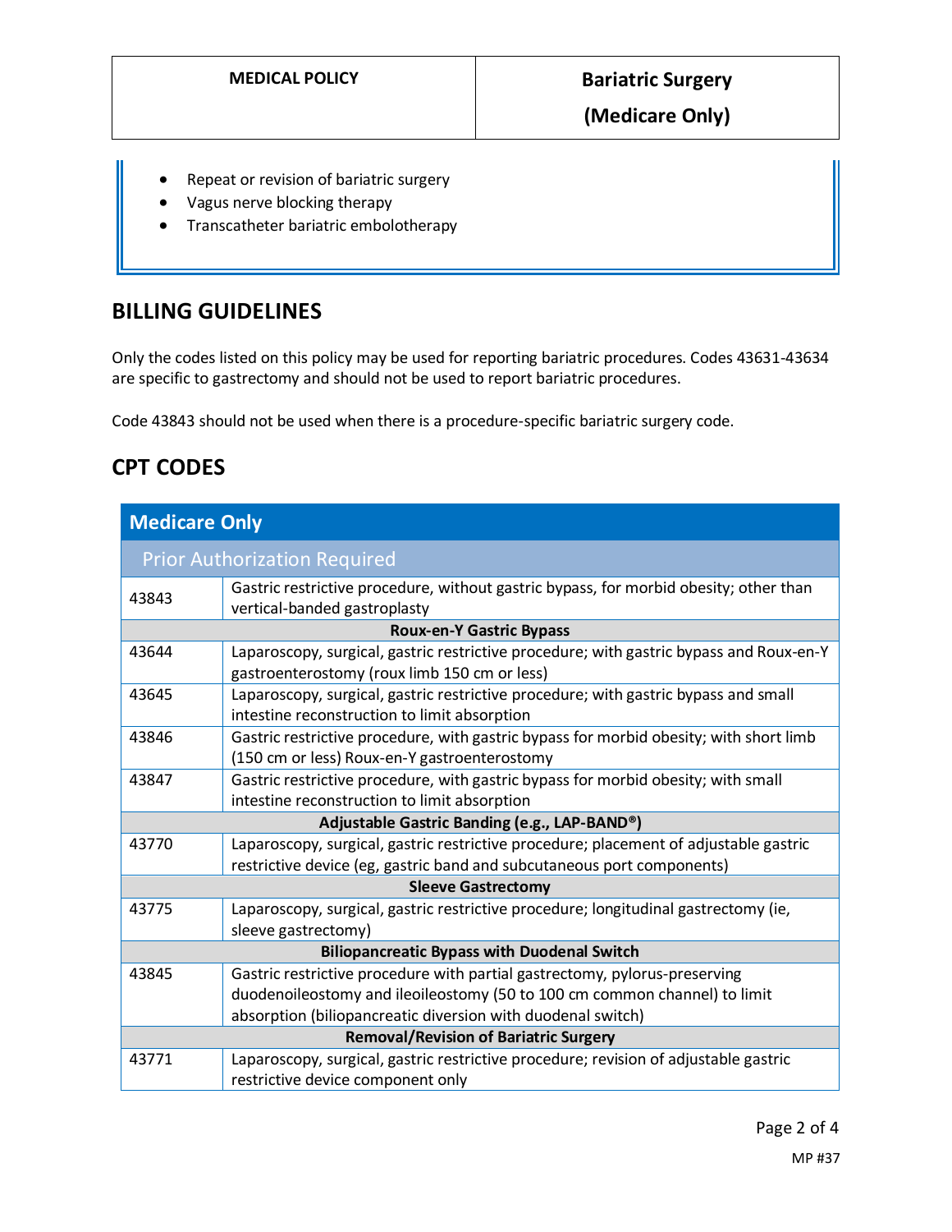- Repeat or revision of bariatric surgery
- Vagus nerve blocking therapy
- Transcatheter bariatric embolotherapy

## BILLING GUIDELINES

Only the codes listed on this policy may be used for reporting bariatric procedures. Codes 43631-43634 are specific to gastrectomy and should not be used to report bariatric procedures.

Code 43843 should not be used when there is a procedure-specific bariatric surgery code.

## CPT CODES

| Medicare Only | |
|---|---|
| **Prior Authorization Required** | |
| 43843 | Gastric restrictive procedure, without gastric bypass, for morbid obesity; other than vertical-banded gastroplasty |
| **Roux-en-Y Gastric Bypass** | |
| 43644 | Laparoscopy, surgical, gastric restrictive procedure; with gastric bypass and Roux-en-Y gastroenterostomy (roux limb 150 cm or less) |
| 43645 | Laparoscopy, surgical, gastric restrictive procedure; with gastric bypass and small intestine reconstruction to limit absorption |
| 43846 | Gastric restrictive procedure, with gastric bypass for morbid obesity; with short limb (150 cm or less) Roux-en-Y gastroenterostomy |
| 43847 | Gastric restrictive procedure, with gastric bypass for morbid obesity; with small intestine reconstruction to limit absorption |
| **Adjustable Gastric Banding (e.g., LAP-BAND®)** | |
| 43770 | Laparoscopy, surgical, gastric restrictive procedure; placement of adjustable gastric restrictive device (eg, gastric band and subcutaneous port components) |
| **Sleeve Gastrectomy** | |
| 43775 | Laparoscopy, surgical, gastric restrictive procedure; longitudinal gastrectomy (ie, sleeve gastrectomy) |
| **Biliopancreatic Bypass with Duodenal Switch** | |
| 43845 | Gastric restrictive procedure with partial gastrectomy, pylorus-preserving duodenoileostomy and ileoileostomy (50 to 100 cm common channel) to limit absorption (biliopancreatic diversion with duodenal switch) |
| **Removal/Revision of Bariatric Surgery** | |
| 43771 | Laparoscopy, surgical, gastric restrictive procedure; revision of adjustable gastric restrictive device component only |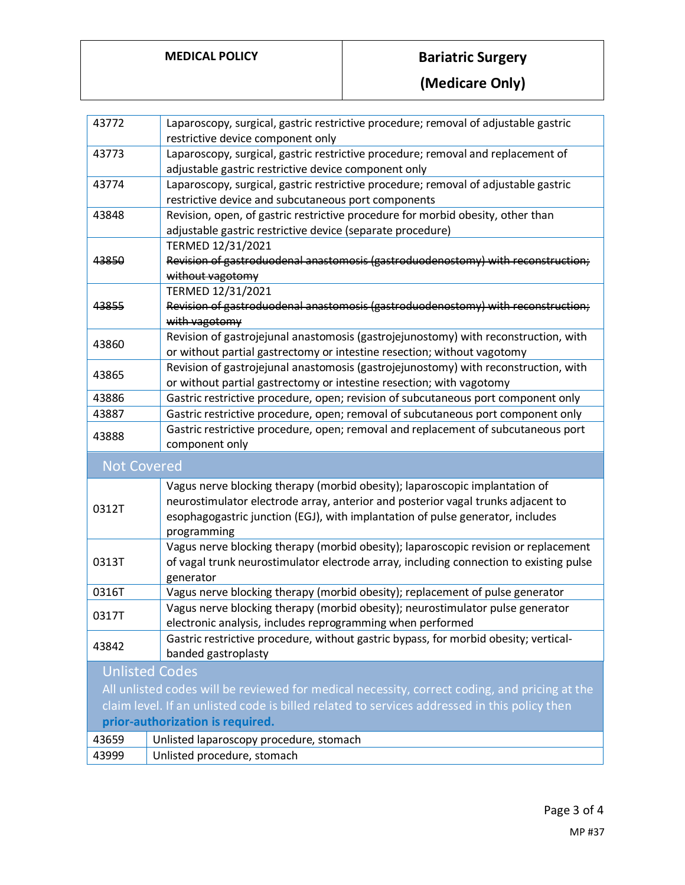| | |
|---|---|
| 43772 | Laparoscopy, surgical, gastric restrictive procedure; removal of adjustable gastric restrictive device component only |
| 43773 | Laparoscopy, surgical, gastric restrictive procedure; removal and replacement of adjustable gastric restrictive device component only |
| 43774 | Laparoscopy, surgical, gastric restrictive procedure; removal of adjustable gastric restrictive device and subcutaneous port components |
| 43848 | Revision, open, of gastric restrictive procedure for morbid obesity, other than adjustable gastric restrictive device (separate procedure) |
| ~~43850~~ | TERMED 12/31/2021 ~~Revision of gastroduodenal anastomosis (gastroduodenostomy) with reconstruction; without vagotomy~~ |
| ~~43855~~ | TERMED 12/31/2021 ~~Revision of gastroduodenal anastomosis (gastroduodenostomy) with reconstruction; with vagotomy~~ |
| 43860 | Revision of gastrojejunal anastomosis (gastrojejunostomy) with reconstruction, with or without partial gastrectomy or intestine resection; without vagotomy |
| 43865 | Revision of gastrojejunal anastomosis (gastrojejunostomy) with reconstruction, with or without partial gastrectomy or intestine resection; with vagotomy |
| 43886 | Gastric restrictive procedure, open; revision of subcutaneous port component only |
| 43887 | Gastric restrictive procedure, open; removal of subcutaneous port component only |
| 43888 | Gastric restrictive procedure, open; removal and replacement of subcutaneous port component only |
| **Not Covered** | |
| 0312T | Vagus nerve blocking therapy (morbid obesity); laparoscopic implantation of neurostimulator electrode array, anterior and posterior vagal trunks adjacent to esophagogastric junction (EGJ), with implantation of pulse generator, includes programming |
| 0313T | Vagus nerve blocking therapy (morbid obesity); laparoscopic revision or replacement of vagal trunk neurostimulator electrode array, including connection to existing pulse generator |
| 0316T | Vagus nerve blocking therapy (morbid obesity); replacement of pulse generator |
| 0317T | Vagus nerve blocking therapy (morbid obesity); neurostimulator pulse generator electronic analysis, includes reprogramming when performed |
| 43842 | Gastric restrictive procedure, without gastric bypass, for morbid obesity; vertical-banded gastroplasty |

**Unlisted Codes**

All unlisted codes will be reviewed for medical necessity, correct coding, and pricing at the claim level. If an unlisted code is billed related to services addressed in this policy then **prior-authorization is required.**

| | |
|---|---|
| 43659 | Unlisted laparoscopy procedure, stomach |
| 43999 | Unlisted procedure, stomach |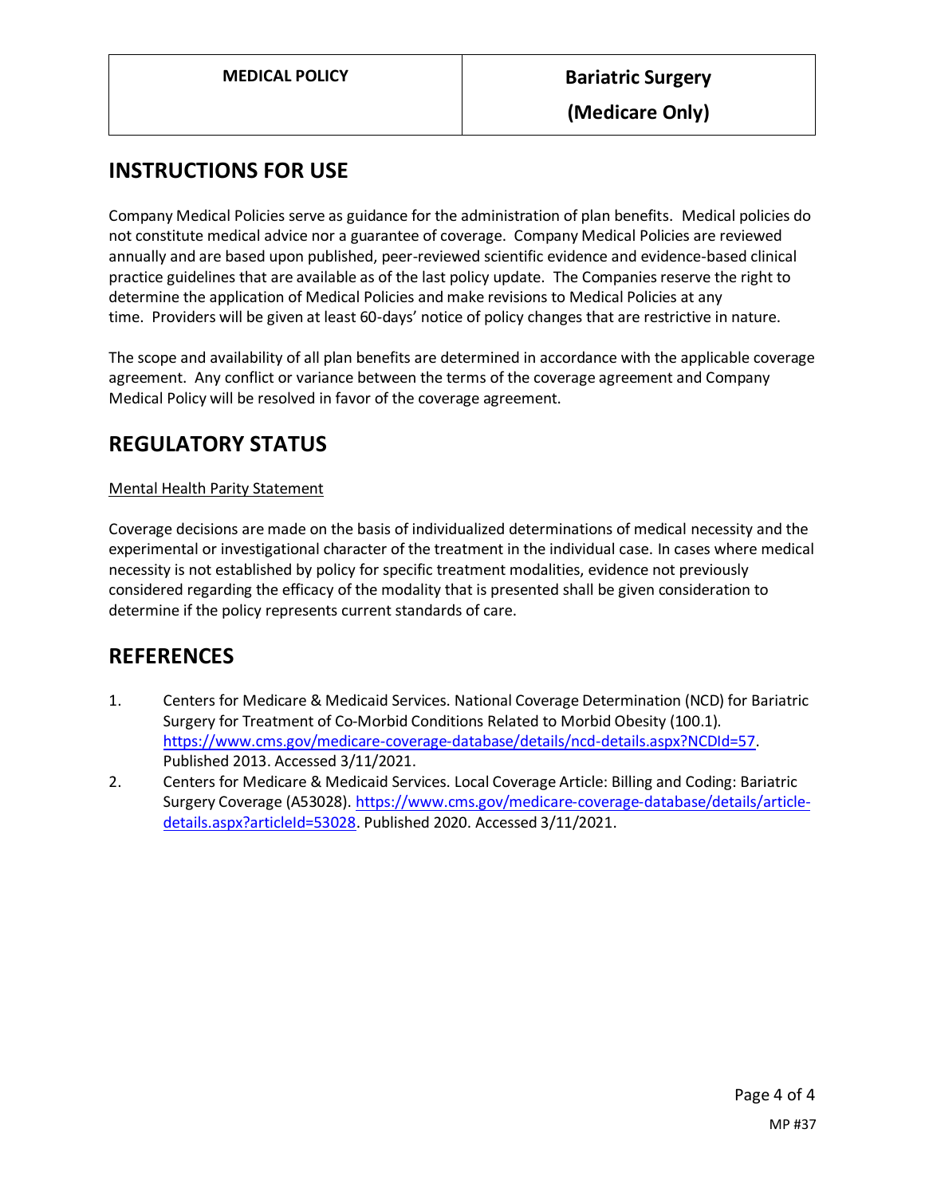## INSTRUCTIONS FOR USE

Company Medical Policies serve as guidance for the administration of plan benefits. Medical policies do not constitute medical advice nor a guarantee of coverage. Company Medical Policies are reviewed annually and are based upon published, peer-reviewed scientific evidence and evidence-based clinical practice guidelines that are available as of the last policy update. The Companies reserve the right to determine the application of Medical Policies and make revisions to Medical Policies at any time. Providers will be given at least 60-days' notice of policy changes that are restrictive in nature.

The scope and availability of all plan benefits are determined in accordance with the applicable coverage agreement. Any conflict or variance between the terms of the coverage agreement and Company Medical Policy will be resolved in favor of the coverage agreement.

## REGULATORY STATUS

Mental Health Parity Statement

Coverage decisions are made on the basis of individualized determinations of medical necessity and the experimental or investigational character of the treatment in the individual case. In cases where medical necessity is not established by policy for specific treatment modalities, evidence not previously considered regarding the efficacy of the modality that is presented shall be given consideration to determine if the policy represents current standards of care.

## REFERENCES

1. Centers for Medicare & Medicaid Services. National Coverage Determination (NCD) for Bariatric Surgery for Treatment of Co-Morbid Conditions Related to Morbid Obesity (100.1). https://www.cms.gov/medicare-coverage-database/details/ncd-details.aspx?NCDId=57. Published 2013. Accessed 3/11/2021.
2. Centers for Medicare & Medicaid Services. Local Coverage Article: Billing and Coding: Bariatric Surgery Coverage (A53028). https://www.cms.gov/medicare-coverage-database/details/article-details.aspx?articleId=53028. Published 2020. Accessed 3/11/2021.